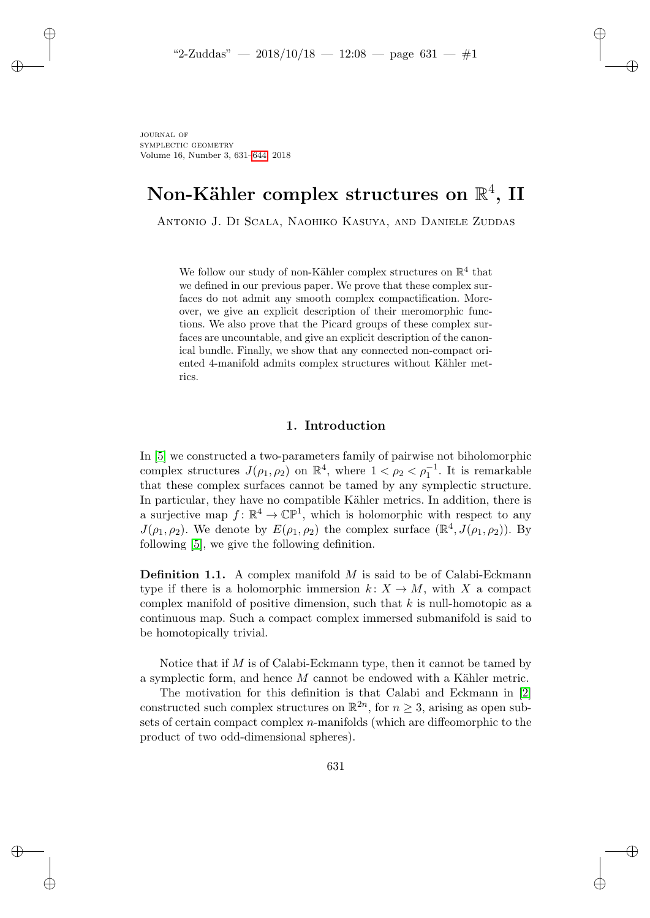# Non-Kähler complex structures on $\mathbb{R}^4$, II

Antonio J. Di Scala, Naohiko Kasuya, and Daniele Zuddas

> We follow our study of non-Kähler complex structures on $\mathbb{R}^4$ that we defined in our previous paper. We prove that these complex surfaces do not admit any smooth complex compactification. Moreover, we give an explicit description of their meromorphic functions. We also prove that the Picard groups of these complex surfaces are uncountable, and give an explicit description of the canonical bundle. Finally, we show that any connected non-compact oriented 4-manifold admits complex structures without Kähler metrics.

## 1. Introduction

In [5] we constructed a two-parameters family of pairwise not biholomorphic complex structures $J(\rho_1, \rho_2)$ on $\mathbb{R}^4$, where $1 < \rho_2 < \rho_1^{-1}$. It is remarkable that these complex surfaces cannot be tamed by any symplectic structure. In particular, they have no compatible Kähler metrics. In addition, there is a surjective map $f : \mathbb{R}^4 \to \mathbb{CP}^1$, which is holomorphic with respect to any $J(\rho_1, \rho_2)$. We denote by $E(\rho_1, \rho_2)$ the complex surface $(\mathbb{R}^4, J(\rho_1, \rho_2))$. By following [5], we give the following definition.

**Definition 1.1.** A complex manifold $M$ is said to be of Calabi-Eckmann type if there is a holomorphic immersion $k : X \to M$, with $X$ a compact complex manifold of positive dimension, such that $k$ is null-homotopic as a continuous map. Such a compact complex immersed submanifold is said to be homotopically trivial.

Notice that if $M$ is of Calabi-Eckmann type, then it cannot be tamed by a symplectic form, and hence $M$ cannot be endowed with a Kähler metric.

The motivation for this definition is that Calabi and Eckmann in [2] constructed such complex structures on $\mathbb{R}^{2n}$, for $n \geq 3$, arising as open subsets of certain compact complex $n$-manifolds (which are diffeomorphic to the product of two odd-dimensional spheres).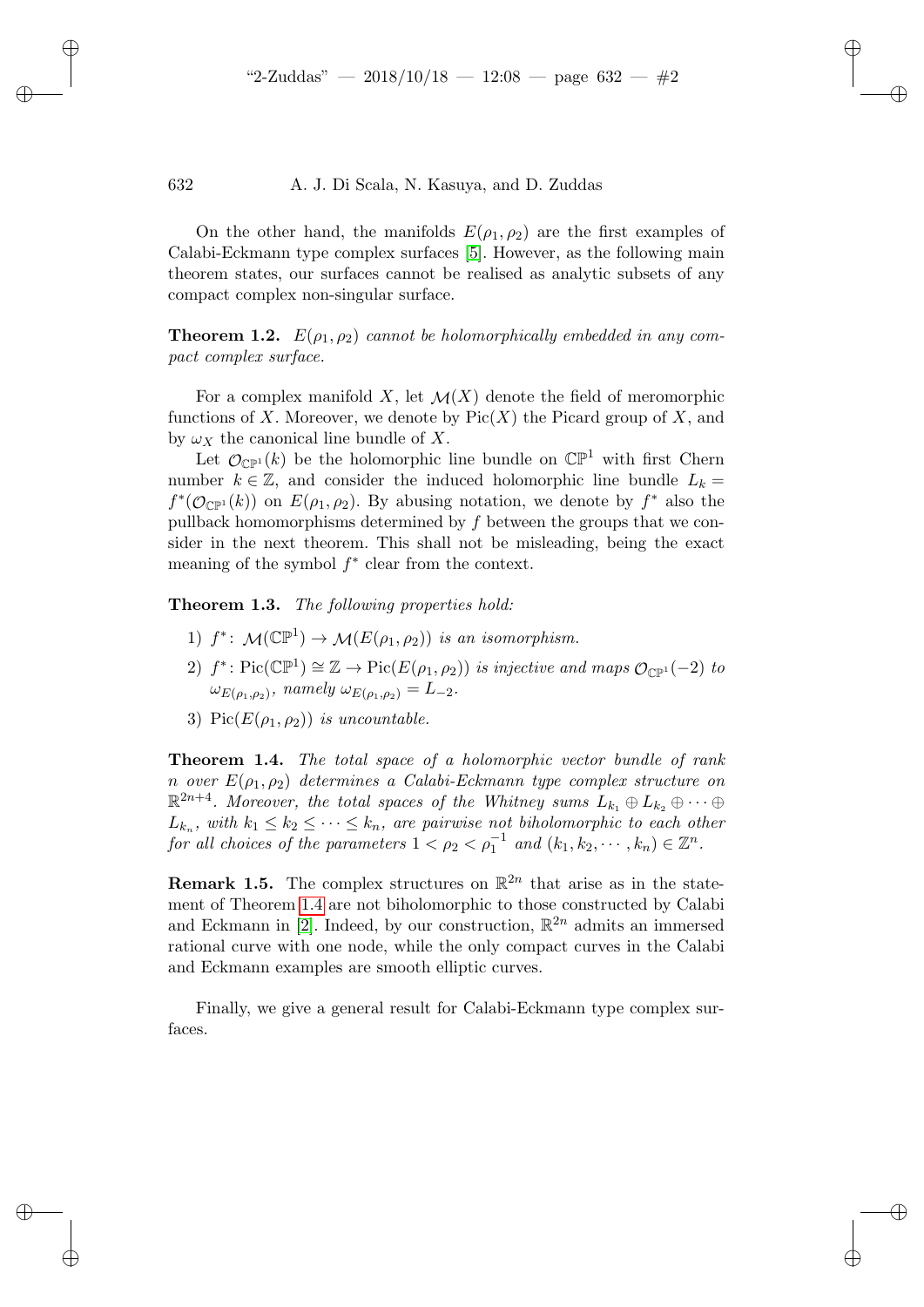On the other hand, the manifolds $E(\rho_1, \rho_2)$ are the first examples of Calabi-Eckmann type complex surfaces [5]. However, as the following main theorem states, our surfaces cannot be realised as analytic subsets of any compact complex non-singular surface.

**Theorem 1.2.** *$E(\rho_1, \rho_2)$ cannot be holomorphically embedded in any compact complex surface.*

For a complex manifold $X$, let $\mathcal{M}(X)$ denote the field of meromorphic functions of $X$. Moreover, we denote by $\mathrm{Pic}(X)$ the Picard group of $X$, and by $\omega_X$ the canonical line bundle of $X$.

Let $\mathcal{O}_{\mathbb{CP}^1}(k)$ be the holomorphic line bundle on $\mathbb{CP}^1$ with first Chern number $k \in \mathbb{Z}$, and consider the induced holomorphic line bundle $L_k = f^*(\mathcal{O}_{\mathbb{CP}^1}(k))$ on $E(\rho_1, \rho_2)$. By abusing notation, we denote by $f^*$ also the pullback homomorphisms determined by $f$ between the groups that we consider in the next theorem. This shall not be misleading, being the exact meaning of the symbol $f^*$ clear from the context.

**Theorem 1.3.** *The following properties hold:*

1) *$f^* \colon \mathcal{M}(\mathbb{CP}^1) \to \mathcal{M}(E(\rho_1, \rho_2))$ is an isomorphism.*
2) *$f^* \colon \mathrm{Pic}(\mathbb{CP}^1) \cong \mathbb{Z} \to \mathrm{Pic}(E(\rho_1, \rho_2))$ is injective and maps $\mathcal{O}_{\mathbb{CP}^1}(-2)$ to $\omega_{E(\rho_1,\rho_2)}$, namely $\omega_{E(\rho_1,\rho_2)} = L_{-2}$.*
3) *$\mathrm{Pic}(E(\rho_1, \rho_2))$ is uncountable.*

**Theorem 1.4.** *The total space of a holomorphic vector bundle of rank $n$ over $E(\rho_1, \rho_2)$ determines a Calabi-Eckmann type complex structure on $\mathbb{R}^{2n+4}$. Moreover, the total spaces of the Whitney sums $L_{k_1} \oplus L_{k_2} \oplus \cdots \oplus L_{k_n}$, with $k_1 \leq k_2 \leq \cdots \leq k_n$, are pairwise not biholomorphic to each other for all choices of the parameters $1 < \rho_2 < \rho_1^{-1}$ and $(k_1, k_2, \cdots, k_n) \in \mathbb{Z}^n$.*

**Remark 1.5.** The complex structures on $\mathbb{R}^{2n}$ that arise as in the statement of Theorem 1.4 are not biholomorphic to those constructed by Calabi and Eckmann in [2]. Indeed, by our construction, $\mathbb{R}^{2n}$ admits an immersed rational curve with one node, while the only compact curves in the Calabi and Eckmann examples are smooth elliptic curves.

Finally, we give a general result for Calabi-Eckmann type complex surfaces.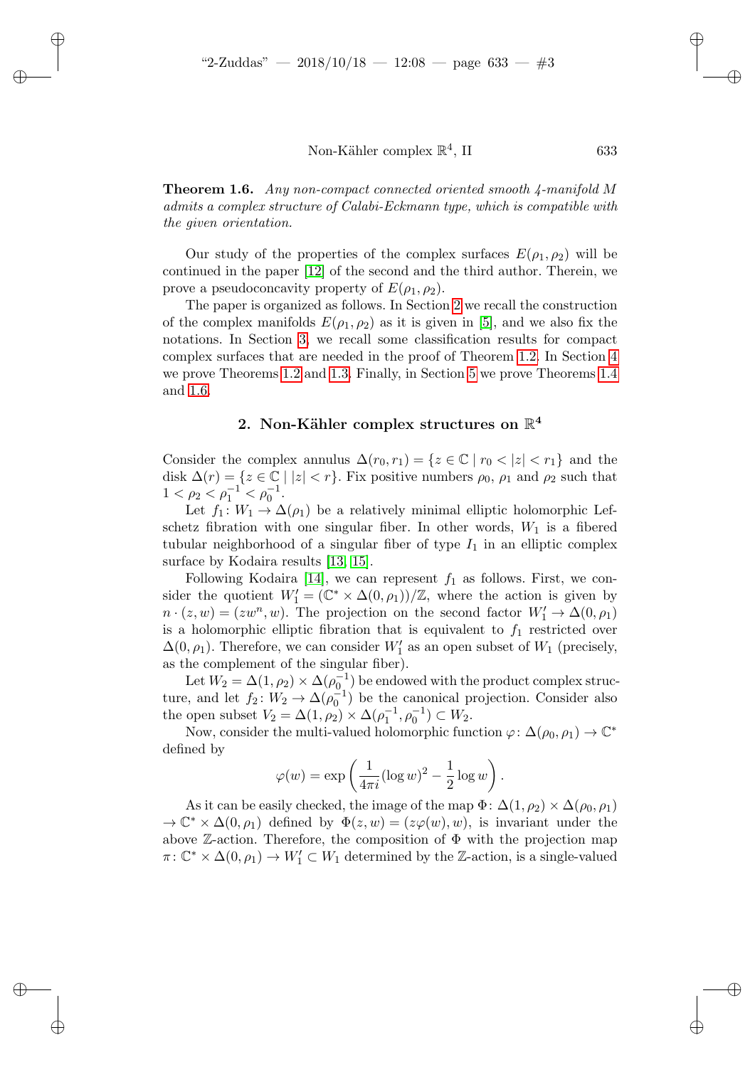**Theorem 1.6.** *Any non-compact connected oriented smooth 4-manifold $M$ admits a complex structure of Calabi-Eckmann type, which is compatible with the given orientation.*

Our study of the properties of the complex surfaces $E(\rho_1, \rho_2)$ will be continued in the paper [12] of the second and the third author. Therein, we prove a pseudoconcavity property of $E(\rho_1, \rho_2)$.

The paper is organized as follows. In Section 2 we recall the construction of the complex manifolds $E(\rho_1, \rho_2)$ as it is given in [5], and we also fix the notations. In Section 3, we recall some classification results for compact complex surfaces that are needed in the proof of Theorem 1.2. In Section 4 we prove Theorems 1.2 and 1.3. Finally, in Section 5 we prove Theorems 1.4 and 1.6.

## 2. Non-Kähler complex structures on $\mathbb{R}^4$

Consider the complex annulus $\Delta(r_0, r_1) = \{z \in \mathbb{C} \mid r_0 < |z| < r_1\}$ and the disk $\Delta(r) = \{z \in \mathbb{C} \mid |z| < r\}$. Fix positive numbers $\rho_0$, $\rho_1$ and $\rho_2$ such that $1 < \rho_2 < \rho_1^{-1} < \rho_0^{-1}$.

Let $f_1 \colon W_1 \to \Delta(\rho_1)$ be a relatively minimal elliptic holomorphic Lefschetz fibration with one singular fiber. In other words, $W_1$ is a fibered tubular neighborhood of a singular fiber of type $I_1$ in an elliptic complex surface by Kodaira results [13, 15].

Following Kodaira [14], we can represent $f_1$ as follows. First, we consider the quotient $W_1' = (\mathbb{C}^* \times \Delta(0, \rho_1))/\mathbb{Z}$, where the action is given by $n \cdot (z, w) = (zw^n, w)$. The projection on the second factor $W_1' \to \Delta(0, \rho_1)$ is a holomorphic elliptic fibration that is equivalent to $f_1$ restricted over $\Delta(0, \rho_1)$. Therefore, we can consider $W_1'$ as an open subset of $W_1$ (precisely, as the complement of the singular fiber).

Let $W_2 = \Delta(1, \rho_2) \times \Delta(\rho_0^{-1})$ be endowed with the product complex structure, and let $f_2 \colon W_2 \to \Delta(\rho_0^{-1})$ be the canonical projection. Consider also the open subset $V_2 = \Delta(1, \rho_2) \times \Delta(\rho_1^{-1}, \rho_0^{-1}) \subset W_2$.

Now, consider the multi-valued holomorphic function $\varphi \colon \Delta(\rho_0, \rho_1) \to \mathbb{C}^*$ defined by

$$\varphi(w) = \exp\left(\frac{1}{4\pi i}(\log w)^2 - \frac{1}{2}\log w\right).$$

As it can be easily checked, the image of the map $\Phi \colon \Delta(1, \rho_2) \times \Delta(\rho_0, \rho_1) \to \mathbb{C}^* \times \Delta(0, \rho_1)$ defined by $\Phi(z, w) = (z\varphi(w), w)$, is invariant under the above $\mathbb{Z}$-action. Therefore, the composition of $\Phi$ with the projection map $\pi \colon \mathbb{C}^* \times \Delta(0, \rho_1) \to W_1' \subset W_1$ determined by the $\mathbb{Z}$-action, is a single-valued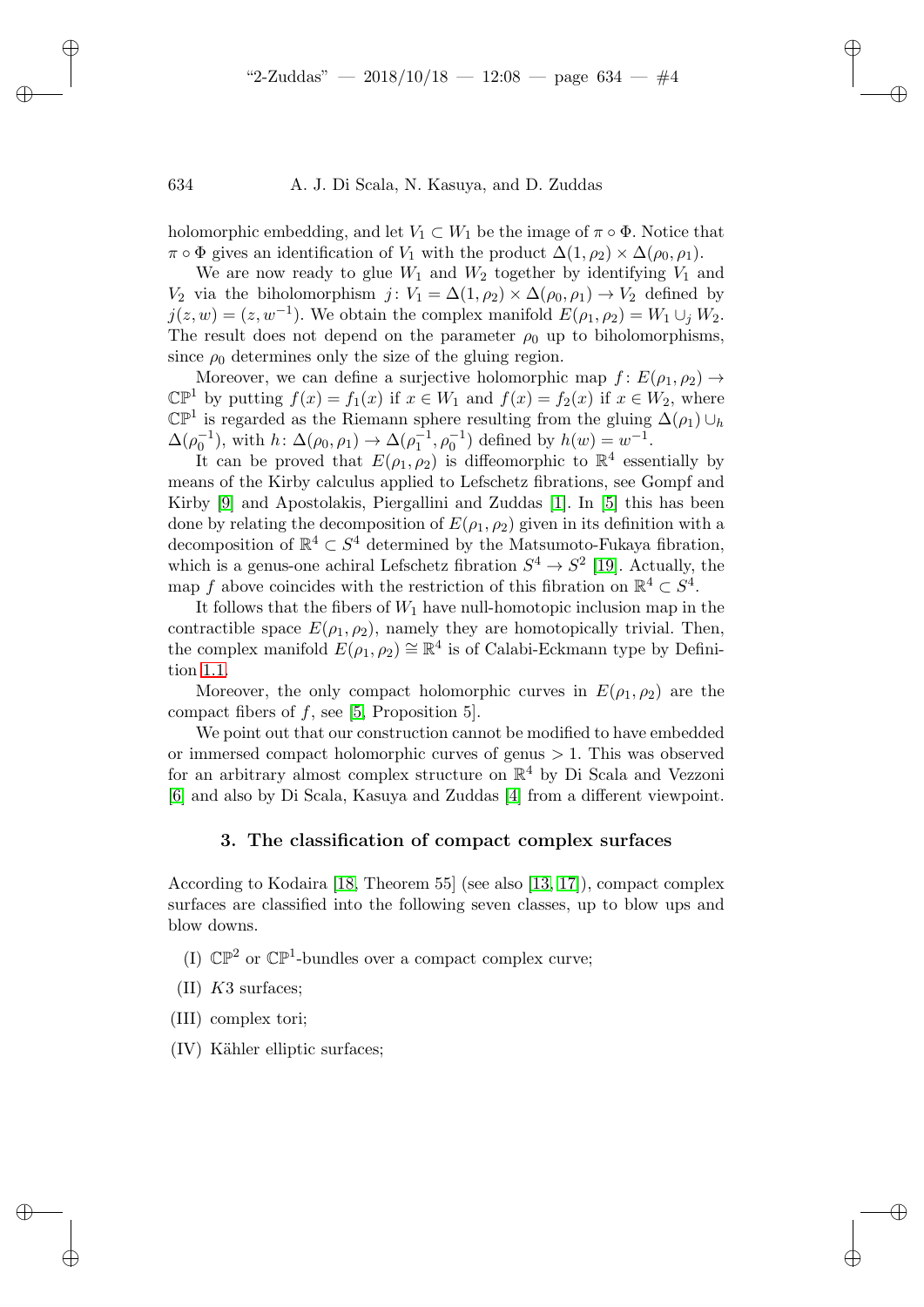holomorphic embedding, and let $V_1 \subset W_1$ be the image of $\pi \circ \Phi$. Notice that $\pi \circ \Phi$ gives an identification of $V_1$ with the product $\Delta(1, \rho_2) \times \Delta(\rho_0, \rho_1)$.

We are now ready to glue $W_1$ and $W_2$ together by identifying $V_1$ and $V_2$ via the biholomorphism $j \colon V_1 = \Delta(1, \rho_2) \times \Delta(\rho_0, \rho_1) \to V_2$ defined by $j(z, w) = (z, w^{-1})$. We obtain the complex manifold $E(\rho_1, \rho_2) = W_1 \cup_j W_2$. The result does not depend on the parameter $\rho_0$ up to biholomorphisms, since $\rho_0$ determines only the size of the gluing region.

Moreover, we can define a surjective holomorphic map $f \colon E(\rho_1, \rho_2) \to \mathbb{CP}^1$ by putting $f(x) = f_1(x)$ if $x \in W_1$ and $f(x) = f_2(x)$ if $x \in W_2$, where $\mathbb{CP}^1$ is regarded as the Riemann sphere resulting from the gluing $\Delta(\rho_1) \cup_h \Delta(\rho_0^{-1})$, with $h \colon \Delta(\rho_0, \rho_1) \to \Delta(\rho_1^{-1}, \rho_0^{-1})$ defined by $h(w) = w^{-1}$.

It can be proved that $E(\rho_1, \rho_2)$ is diffeomorphic to $\mathbb{R}^4$ essentially by means of the Kirby calculus applied to Lefschetz fibrations, see Gompf and Kirby [9] and Apostolakis, Piergallini and Zuddas [1]. In [5] this has been done by relating the decomposition of $E(\rho_1, \rho_2)$ given in its definition with a decomposition of $\mathbb{R}^4 \subset S^4$ determined by the Matsumoto-Fukaya fibration, which is a genus-one achiral Lefschetz fibration $S^4 \to S^2$ [19]. Actually, the map $f$ above coincides with the restriction of this fibration on $\mathbb{R}^4 \subset S^4$.

It follows that the fibers of $W_1$ have null-homotopic inclusion map in the contractible space $E(\rho_1, \rho_2)$, namely they are homotopically trivial. Then, the complex manifold $E(\rho_1, \rho_2) \cong \mathbb{R}^4$ is of Calabi-Eckmann type by Definition 1.1.

Moreover, the only compact holomorphic curves in $E(\rho_1, \rho_2)$ are the compact fibers of $f$, see [5, Proposition 5].

We point out that our construction cannot be modified to have embedded or immersed compact holomorphic curves of genus $> 1$. This was observed for an arbitrary almost complex structure on $\mathbb{R}^4$ by Di Scala and Vezzoni [6] and also by Di Scala, Kasuya and Zuddas [4] from a different viewpoint.

## 3. The classification of compact complex surfaces

According to Kodaira [18, Theorem 55] (see also [13, 17]), compact complex surfaces are classified into the following seven classes, up to blow ups and blow downs.

(I) $\mathbb{CP}^2$ or $\mathbb{CP}^1$-bundles over a compact complex curve;

(II) $K3$ surfaces;

(III) complex tori;

(IV) Kähler elliptic surfaces;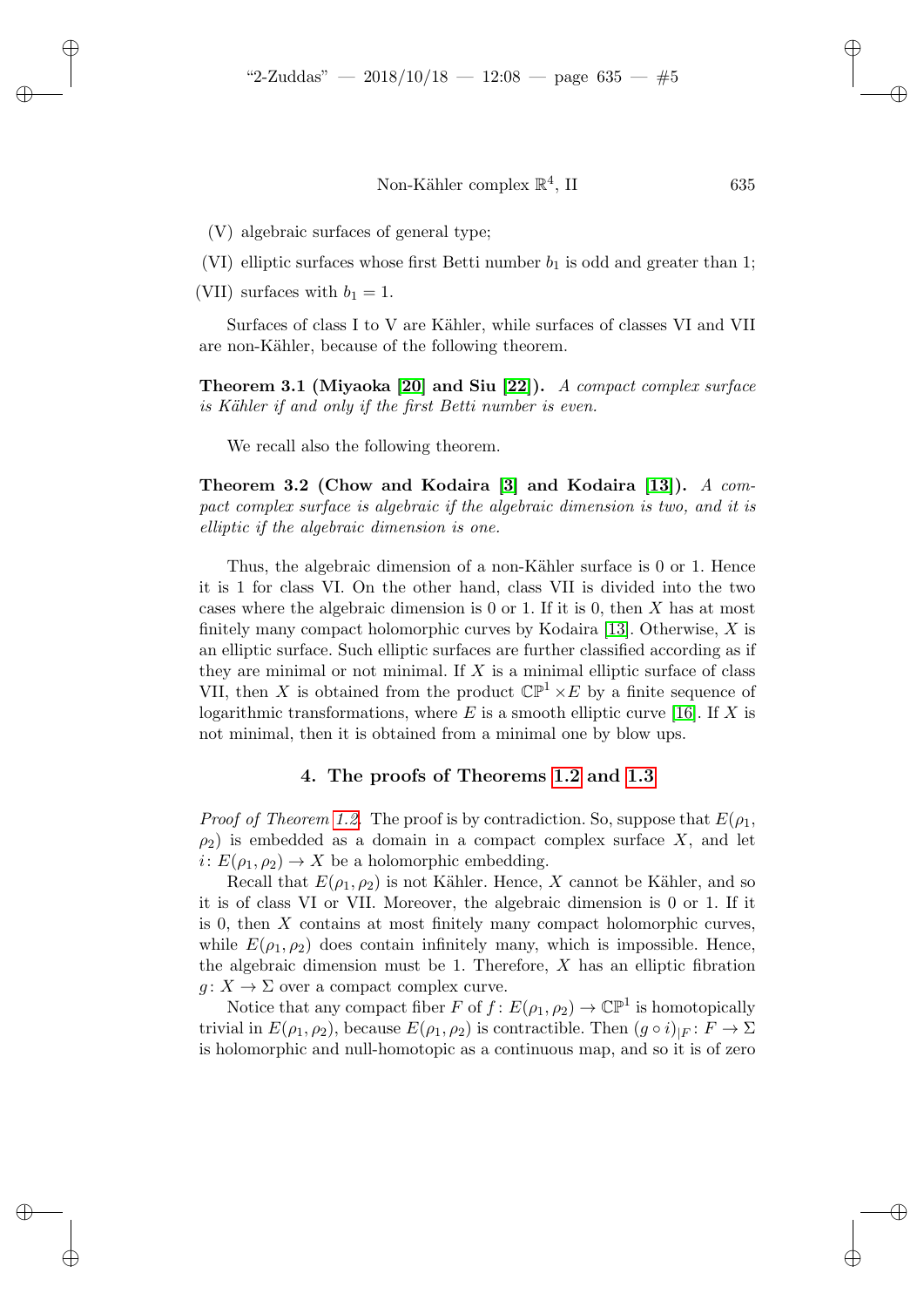(V) algebraic surfaces of general type;

(VI) elliptic surfaces whose first Betti number $b_1$ is odd and greater than 1;

(VII) surfaces with $b_1 = 1$.

Surfaces of class I to V are Kähler, while surfaces of classes VI and VII are non-Kähler, because of the following theorem.

**Theorem 3.1 (Miyaoka [20] and Siu [22]).** *A compact complex surface is Kähler if and only if the first Betti number is even.*

We recall also the following theorem.

**Theorem 3.2 (Chow and Kodaira [3] and Kodaira [13]).** *A compact complex surface is algebraic if the algebraic dimension is two, and it is elliptic if the algebraic dimension is one.*

Thus, the algebraic dimension of a non-Kähler surface is 0 or 1. Hence it is 1 for class VI. On the other hand, class VII is divided into the two cases where the algebraic dimension is 0 or 1. If it is 0, then $X$ has at most finitely many compact holomorphic curves by Kodaira [13]. Otherwise, $X$ is an elliptic surface. Such elliptic surfaces are further classified according as if they are minimal or not minimal. If $X$ is a minimal elliptic surface of class VII, then $X$ is obtained from the product $\mathbb{CP}^1 \times E$ by a finite sequence of logarithmic transformations, where $E$ is a smooth elliptic curve [16]. If $X$ is not minimal, then it is obtained from a minimal one by blow ups.

## 4. The proofs of Theorems 1.2 and 1.3

*Proof of Theorem 1.2.* The proof is by contradiction. So, suppose that $E(\rho_1, \rho_2)$ is embedded as a domain in a compact complex surface $X$, and let $i\colon E(\rho_1, \rho_2) \to X$ be a holomorphic embedding.

Recall that $E(\rho_1, \rho_2)$ is not Kähler. Hence, $X$ cannot be Kähler, and so it is of class VI or VII. Moreover, the algebraic dimension is 0 or 1. If it is 0, then $X$ contains at most finitely many compact holomorphic curves, while $E(\rho_1, \rho_2)$ does contain infinitely many, which is impossible. Hence, the algebraic dimension must be 1. Therefore, $X$ has an elliptic fibration $g\colon X \to \Sigma$ over a compact complex curve.

Notice that any compact fiber $F$ of $f\colon E(\rho_1, \rho_2) \to \mathbb{CP}^1$ is homotopically trivial in $E(\rho_1, \rho_2)$, because $E(\rho_1, \rho_2)$ is contractible. Then $(g \circ i)_{|F}\colon F \to \Sigma$ is holomorphic and null-homotopic as a continuous map, and so it is of zero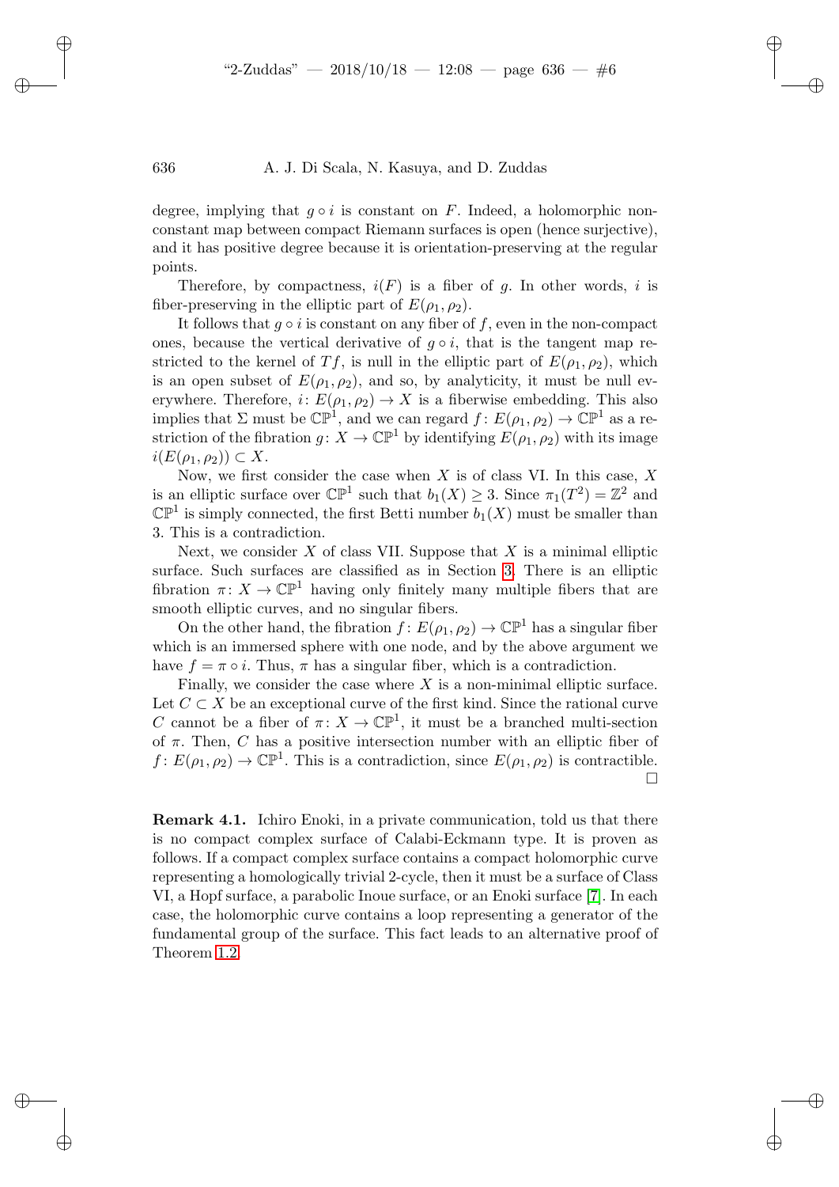degree, implying that $g \circ i$ is constant on $F$. Indeed, a holomorphic non-constant map between compact Riemann surfaces is open (hence surjective), and it has positive degree because it is orientation-preserving at the regular points.

Therefore, by compactness, $i(F)$ is a fiber of $g$. In other words, $i$ is fiber-preserving in the elliptic part of $E(\rho_1, \rho_2)$.

It follows that $g \circ i$ is constant on any fiber of $f$, even in the non-compact ones, because the vertical derivative of $g \circ i$, that is the tangent map restricted to the kernel of $Tf$, is null in the elliptic part of $E(\rho_1, \rho_2)$, which is an open subset of $E(\rho_1, \rho_2)$, and so, by analyticity, it must be null everywhere. Therefore, $i\colon E(\rho_1, \rho_2) \to X$ is a fiberwise embedding. This also implies that $\Sigma$ must be $\mathbb{CP}^1$, and we can regard $f\colon E(\rho_1, \rho_2) \to \mathbb{CP}^1$ as a restriction of the fibration $g\colon X \to \mathbb{CP}^1$ by identifying $E(\rho_1, \rho_2)$ with its image $i(E(\rho_1, \rho_2)) \subset X$.

Now, we first consider the case when $X$ is of class VI. In this case, $X$ is an elliptic surface over $\mathbb{CP}^1$ such that $b_1(X) \geq 3$. Since $\pi_1(T^2) = \mathbb{Z}^2$ and $\mathbb{CP}^1$ is simply connected, the first Betti number $b_1(X)$ must be smaller than 3. This is a contradiction.

Next, we consider $X$ of class VII. Suppose that $X$ is a minimal elliptic surface. Such surfaces are classified as in Section 3. There is an elliptic fibration $\pi\colon X \to \mathbb{CP}^1$ having only finitely many multiple fibers that are smooth elliptic curves, and no singular fibers.

On the other hand, the fibration $f\colon E(\rho_1, \rho_2) \to \mathbb{CP}^1$ has a singular fiber which is an immersed sphere with one node, and by the above argument we have $f = \pi \circ i$. Thus, $\pi$ has a singular fiber, which is a contradiction.

Finally, we consider the case where $X$ is a non-minimal elliptic surface. Let $C \subset X$ be an exceptional curve of the first kind. Since the rational curve $C$ cannot be a fiber of $\pi\colon X \to \mathbb{CP}^1$, it must be a branched multi-section of $\pi$. Then, $C$ has a positive intersection number with an elliptic fiber of $f\colon E(\rho_1, \rho_2) \to \mathbb{CP}^1$. This is a contradiction, since $E(\rho_1, \rho_2)$ is contractible. $\square$

**Remark 4.1.** Ichiro Enoki, in a private communication, told us that there is no compact complex surface of Calabi-Eckmann type. It is proven as follows. If a compact complex surface contains a compact holomorphic curve representing a homologically trivial 2-cycle, then it must be a surface of Class VI, a Hopf surface, a parabolic Inoue surface, or an Enoki surface [7]. In each case, the holomorphic curve contains a loop representing a generator of the fundamental group of the surface. This fact leads to an alternative proof of Theorem 1.2.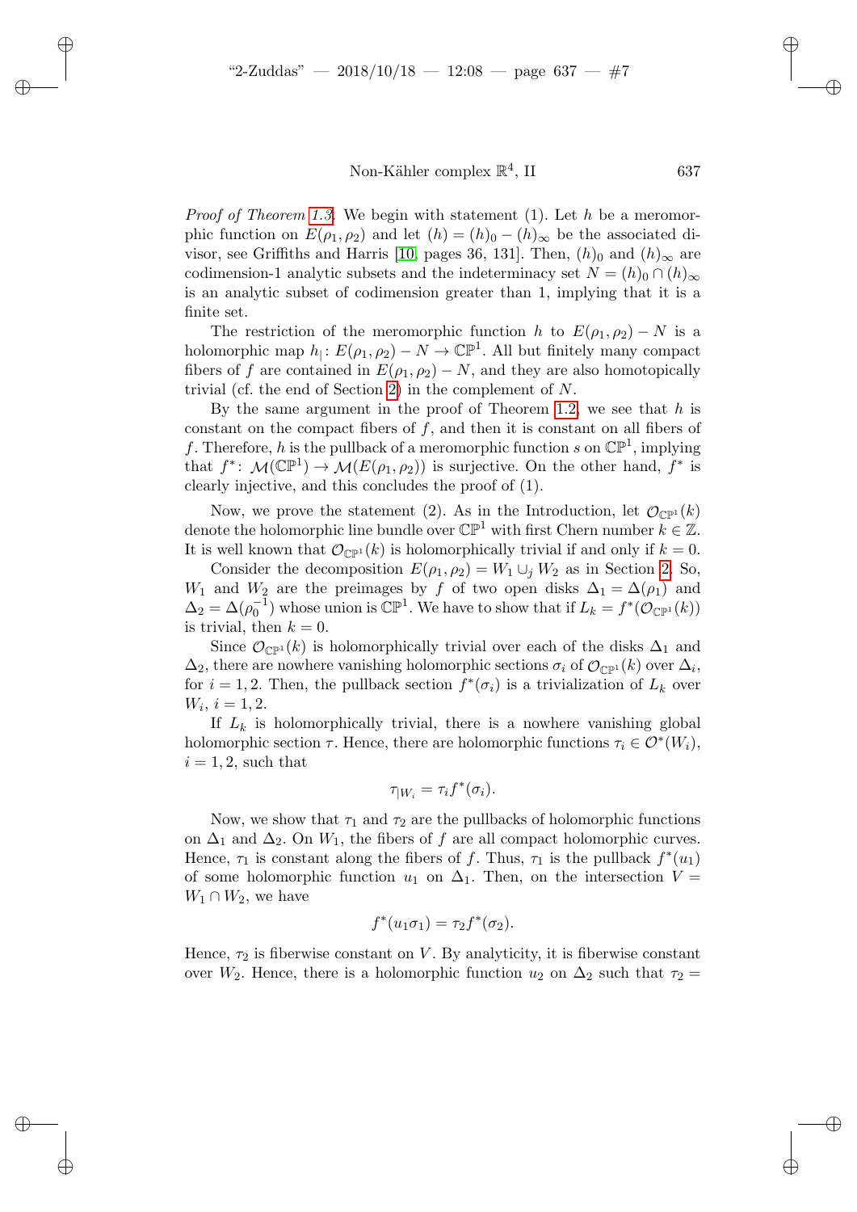*Proof of Theorem 1.3*. We begin with statement (1). Let $h$ be a meromorphic function on $E(\rho_1, \rho_2)$ and let $(h) = (h)_0 - (h)_\infty$ be the associated divisor, see Griffiths and Harris [10, pages 36, 131]. Then, $(h)_0$ and $(h)_\infty$ are codimension-1 analytic subsets and the indeterminacy set $N = (h)_0 \cap (h)_\infty$ is an analytic subset of codimension greater than 1, implying that it is a finite set.

The restriction of the meromorphic function $h$ to $E(\rho_1, \rho_2) - N$ is a holomorphic map $h_|\colon E(\rho_1, \rho_2) - N \to \mathbb{CP}^1$. All but finitely many compact fibers of $f$ are contained in $E(\rho_1, \rho_2) - N$, and they are also homotopically trivial (cf. the end of Section 2) in the complement of $N$.

By the same argument in the proof of Theorem 1.2, we see that $h$ is constant on the compact fibers of $f$, and then it is constant on all fibers of $f$. Therefore, $h$ is the pullback of a meromorphic function $s$ on $\mathbb{CP}^1$, implying that $f^*\colon \mathcal{M}(\mathbb{CP}^1) \to \mathcal{M}(E(\rho_1, \rho_2))$ is surjective. On the other hand, $f^*$ is clearly injective, and this concludes the proof of (1).

Now, we prove the statement (2). As in the Introduction, let $\mathcal{O}_{\mathbb{CP}^1}(k)$ denote the holomorphic line bundle over $\mathbb{CP}^1$ with first Chern number $k \in \mathbb{Z}$. It is well known that $\mathcal{O}_{\mathbb{CP}^1}(k)$ is holomorphically trivial if and only if $k = 0$.

Consider the decomposition $E(\rho_1, \rho_2) = W_1 \cup_j W_2$ as in Section 2. So, $W_1$ and $W_2$ are the preimages by $f$ of two open disks $\Delta_1 = \Delta(\rho_1)$ and $\Delta_2 = \Delta(\rho_0^{-1})$ whose union is $\mathbb{CP}^1$. We have to show that if $L_k = f^*(\mathcal{O}_{\mathbb{CP}^1}(k))$ is trivial, then $k = 0$.

Since $\mathcal{O}_{\mathbb{CP}^1}(k)$ is holomorphically trivial over each of the disks $\Delta_1$ and $\Delta_2$, there are nowhere vanishing holomorphic sections $\sigma_i$ of $\mathcal{O}_{\mathbb{CP}^1}(k)$ over $\Delta_i$, for $i = 1, 2$. Then, the pullback section $f^*(\sigma_i)$ is a trivialization of $L_k$ over $W_i$, $i = 1, 2$.

If $L_k$ is holomorphically trivial, there is a nowhere vanishing global holomorphic section $\tau$. Hence, there are holomorphic functions $\tau_i \in \mathcal{O}^*(W_i)$, $i = 1, 2$, such that

$$\tau_{|W_i} = \tau_i f^*(\sigma_i).$$

Now, we show that $\tau_1$ and $\tau_2$ are the pullbacks of holomorphic functions on $\Delta_1$ and $\Delta_2$. On $W_1$, the fibers of $f$ are all compact holomorphic curves. Hence, $\tau_1$ is constant along the fibers of $f$. Thus, $\tau_1$ is the pullback $f^*(u_1)$ of some holomorphic function $u_1$ on $\Delta_1$. Then, on the intersection $V = W_1 \cap W_2$, we have

$$f^*(u_1 \sigma_1) = \tau_2 f^*(\sigma_2).$$

Hence, $\tau_2$ is fiberwise constant on $V$. By analyticity, it is fiberwise constant over $W_2$. Hence, there is a holomorphic function $u_2$ on $\Delta_2$ such that $\tau_2 =$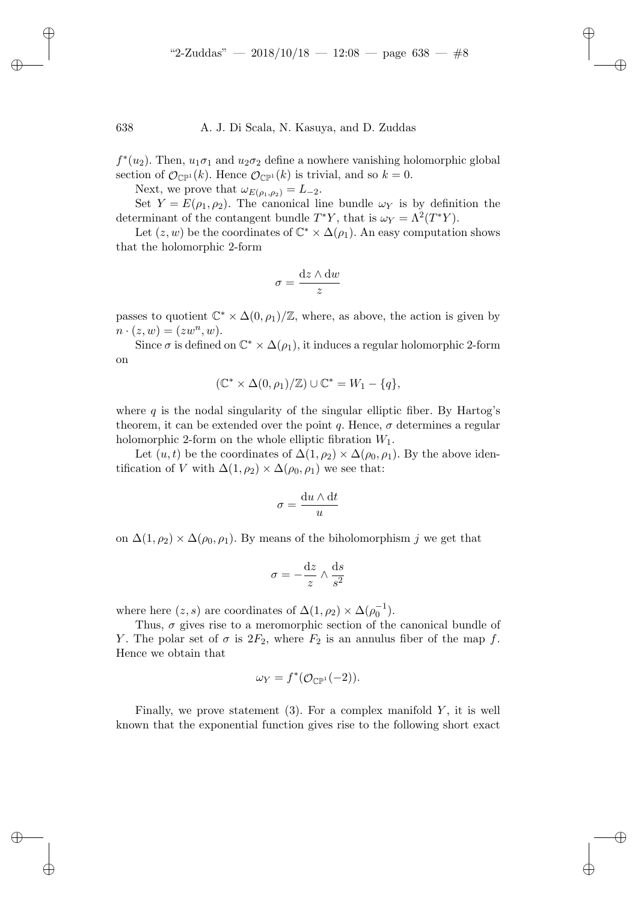$f^*(u_2)$. Then, $u_1\sigma_1$ and $u_2\sigma_2$ define a nowhere vanishing holomorphic global section of $\mathcal{O}_{\mathbb{CP}^1}(k)$. Hence $\mathcal{O}_{\mathbb{CP}^1}(k)$ is trivial, and so $k = 0$.

Next, we prove that $\omega_{E(\rho_1,\rho_2)} = L_{-2}$.

Set $Y = E(\rho_1, \rho_2)$. The canonical line bundle $\omega_Y$ is by definition the determinant of the contangent bundle $T^*Y$, that is $\omega_Y = \Lambda^2(T^*Y)$.

Let $(z, w)$ be the coordinates of $\mathbb{C}^* \times \Delta(\rho_1)$. An easy computation shows that the holomorphic 2-form

$$\sigma = \frac{\mathrm{d}z \wedge \mathrm{d}w}{z}$$

passes to quotient $\mathbb{C}^* \times \Delta(0, \rho_1)/\mathbb{Z}$, where, as above, the action is given by $n \cdot (z, w) = (zw^n, w)$.

Since $\sigma$ is defined on $\mathbb{C}^* \times \Delta(\rho_1)$, it induces a regular holomorphic 2-form on

$$(\mathbb{C}^* \times \Delta(0, \rho_1)/\mathbb{Z}) \cup \mathbb{C}^* = W_1 - \{q\},$$

where $q$ is the nodal singularity of the singular elliptic fiber. By Hartog's theorem, it can be extended over the point $q$. Hence, $\sigma$ determines a regular holomorphic 2-form on the whole elliptic fibration $W_1$.

Let $(u, t)$ be the coordinates of $\Delta(1, \rho_2) \times \Delta(\rho_0, \rho_1)$. By the above identification of $V$ with $\Delta(1, \rho_2) \times \Delta(\rho_0, \rho_1)$ we see that:

$$\sigma = \frac{\mathrm{d}u \wedge \mathrm{d}t}{u}$$

on $\Delta(1, \rho_2) \times \Delta(\rho_0, \rho_1)$. By means of the biholomorphism $j$ we get that

$$\sigma = -\frac{\mathrm{d}z}{z} \wedge \frac{\mathrm{d}s}{s^2}$$

where here $(z, s)$ are coordinates of $\Delta(1, \rho_2) \times \Delta(\rho_0^{-1})$.

Thus, $\sigma$ gives rise to a meromorphic section of the canonical bundle of $Y$. The polar set of $\sigma$ is $2F_2$, where $F_2$ is an annulus fiber of the map $f$. Hence we obtain that

$$\omega_Y = f^*(\mathcal{O}_{\mathbb{CP}^1}(-2)).$$

Finally, we prove statement (3). For a complex manifold $Y$, it is well known that the exponential function gives rise to the following short exact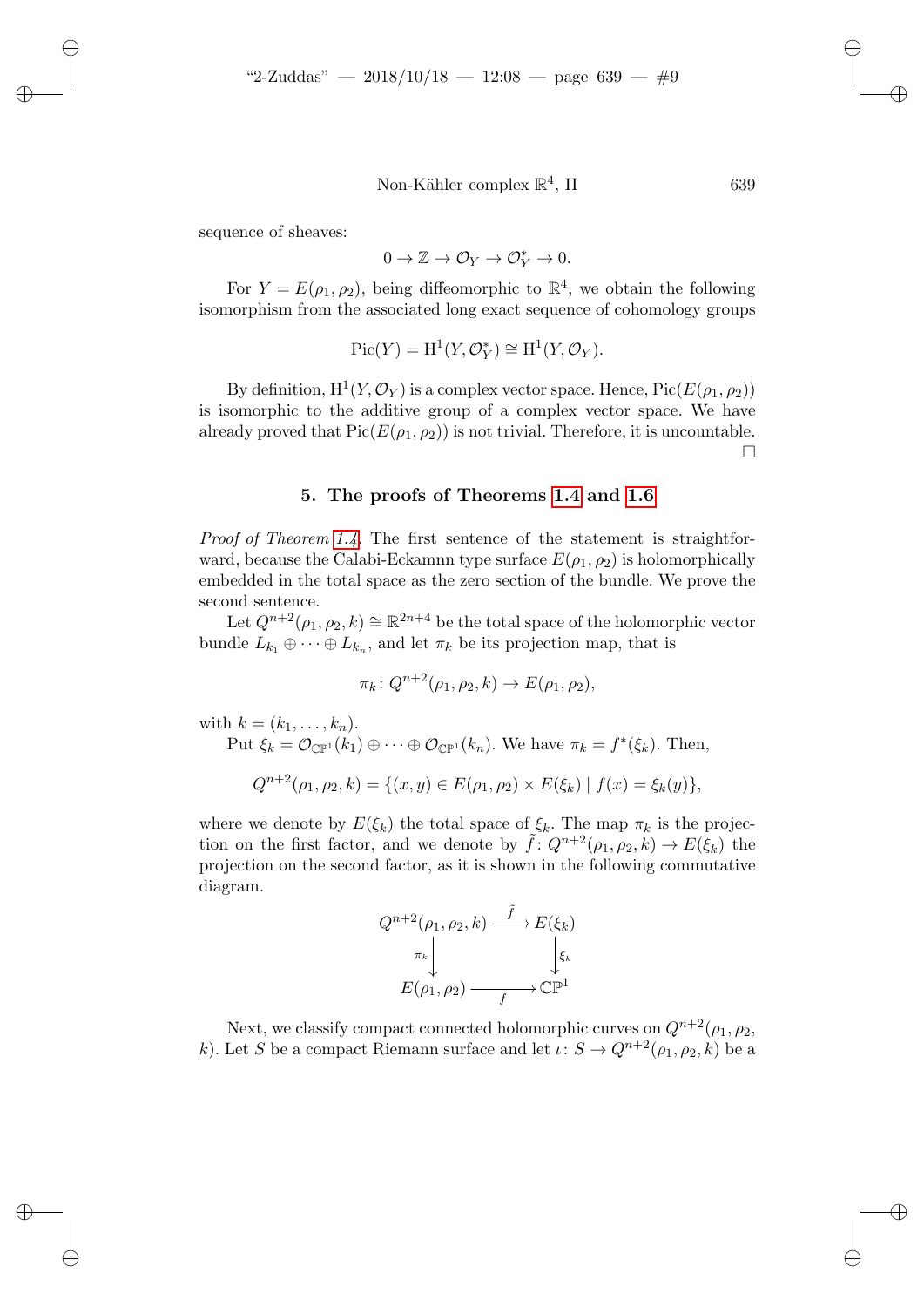sequence of sheaves:

$$0 \to \mathbb{Z} \to \mathcal{O}_Y \to \mathcal{O}_Y^* \to 0.$$

For $Y = E(\rho_1, \rho_2)$, being diffeomorphic to $\mathbb{R}^4$, we obtain the following isomorphism from the associated long exact sequence of cohomology groups

$$\mathrm{Pic}(Y) = \mathrm{H}^1(Y, \mathcal{O}_Y^*) \cong \mathrm{H}^1(Y, \mathcal{O}_Y).$$

By definition, $\mathrm{H}^1(Y, \mathcal{O}_Y)$ is a complex vector space. Hence, $\mathrm{Pic}(E(\rho_1, \rho_2))$ is isomorphic to the additive group of a complex vector space. We have already proved that $\mathrm{Pic}(E(\rho_1, \rho_2))$ is not trivial. Therefore, it is uncountable. $\square$

## 5. The proofs of Theorems 1.4 and 1.6

*Proof of Theorem 1.4.* The first sentence of the statement is straightforward, because the Calabi-Eckamnn type surface $E(\rho_1, \rho_2)$ is holomorphically embedded in the total space as the zero section of the bundle. We prove the second sentence.

Let $Q^{n+2}(\rho_1, \rho_2, k) \cong \mathbb{R}^{2n+4}$ be the total space of the holomorphic vector bundle $L_{k_1} \oplus \cdots \oplus L_{k_n}$, and let $\pi_k$ be its projection map, that is

$$\pi_k \colon Q^{n+2}(\rho_1, \rho_2, k) \to E(\rho_1, \rho_2),$$

with $k = (k_1, \ldots, k_n)$.

Put $\xi_k = \mathcal{O}_{\mathbb{CP}^1}(k_1) \oplus \cdots \oplus \mathcal{O}_{\mathbb{CP}^1}(k_n)$. We have $\pi_k = f^*(\xi_k)$. Then,

$$Q^{n+2}(\rho_1, \rho_2, k) = \{(x, y) \in E(\rho_1, \rho_2) \times E(\xi_k) \mid f(x) = \xi_k(y)\},$$

where we denote by $E(\xi_k)$ the total space of $\xi_k$. The map $\pi_k$ is the projection on the first factor, and we denote by $\tilde{f} \colon Q^{n+2}(\rho_1, \rho_2, k) \to E(\xi_k)$ the projection on the second factor, as it is shown in the following commutative diagram.

$$\begin{array}{ccc} Q^{n+2}(\rho_1, \rho_2, k) & \xrightarrow{\tilde{f}} & E(\xi_k) \\ \downarrow{\scriptstyle \pi_k} & & \downarrow{\scriptstyle \xi_k} \\ E(\rho_1, \rho_2) & \xrightarrow[f]{} & \mathbb{CP}^1 \end{array}$$

Next, we classify compact connected holomorphic curves on $Q^{n+2}(\rho_1, \rho_2, k)$. Let $S$ be a compact Riemann surface and let $\iota \colon S \to Q^{n+2}(\rho_1, \rho_2, k)$ be a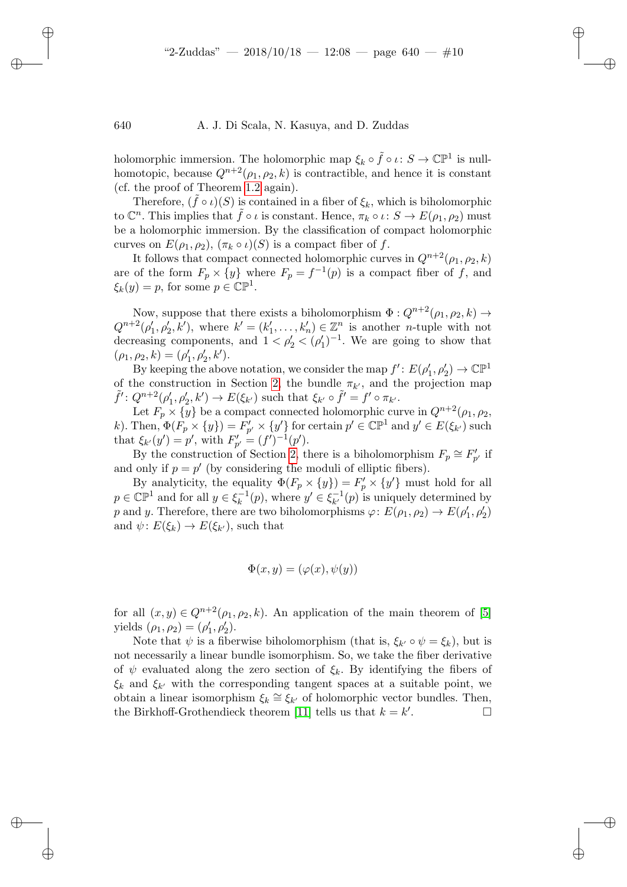holomorphic immersion. The holomorphic map $\xi_k \circ \tilde{f} \circ \iota \colon S \to \mathbb{CP}^1$ is null-homotopic, because $Q^{n+2}(\rho_1, \rho_2, k)$ is contractible, and hence it is constant (cf. the proof of Theorem 1.2 again).

Therefore, $(\tilde{f} \circ \iota)(S)$ is contained in a fiber of $\xi_k$, which is biholomorphic to $\mathbb{C}^n$. This implies that $\tilde{f} \circ \iota$ is constant. Hence, $\pi_k \circ \iota \colon S \to E(\rho_1, \rho_2)$ must be a holomorphic immersion. By the classification of compact holomorphic curves on $E(\rho_1, \rho_2)$, $(\pi_k \circ \iota)(S)$ is a compact fiber of $f$.

It follows that compact connected holomorphic curves in $Q^{n+2}(\rho_1, \rho_2, k)$ are of the form $F_p \times \{y\}$ where $F_p = f^{-1}(p)$ is a compact fiber of $f$, and $\xi_k(y) = p$, for some $p \in \mathbb{CP}^1$.

Now, suppose that there exists a biholomorphism $\Phi : Q^{n+2}(\rho_1, \rho_2, k) \to Q^{n+2}(\rho_1', \rho_2', k')$, where $k' = (k_1', \dots, k_n') \in \mathbb{Z}^n$ is another $n$-tuple with not decreasing components, and $1 < \rho_2' < (\rho_1')^{-1}$. We are going to show that $(\rho_1, \rho_2, k) = (\rho_1', \rho_2', k')$.

By keeping the above notation, we consider the map $f' \colon E(\rho_1', \rho_2') \to \mathbb{CP}^1$ of the construction in Section 2, the bundle $\pi_{k'}$, and the projection map $\tilde{f}' \colon Q^{n+2}(\rho_1', \rho_2', k') \to E(\xi_{k'})$ such that $\xi_{k'} \circ \tilde{f}' = f' \circ \pi_{k'}$.

Let $F_p \times \{y\}$ be a compact connected holomorphic curve in $Q^{n+2}(\rho_1, \rho_2, k)$. Then, $\Phi(F_p \times \{y\}) = F'_{p'} \times \{y'\}$ for certain $p' \in \mathbb{CP}^1$ and $y' \in E(\xi_{k'})$ such that $\xi_{k'}(y') = p'$, with $F'_{p'} = (f')^{-1}(p')$.

By the construction of Section 2, there is a biholomorphism $F_p \cong F'_{p'}$ if and only if $p = p'$ (by considering the moduli of elliptic fibers).

By analyticity, the equality $\Phi(F_p \times \{y\}) = F'_p \times \{y'\}$ must hold for all $p \in \mathbb{CP}^1$ and for all $y \in \xi_k^{-1}(p)$, where $y' \in \xi_{k'}^{-1}(p)$ is uniquely determined by $p$ and $y$. Therefore, there are two biholomorphisms $\varphi \colon E(\rho_1, \rho_2) \to E(\rho_1', \rho_2')$ and $\psi \colon E(\xi_k) \to E(\xi_{k'})$, such that

$$\Phi(x, y) = (\varphi(x), \psi(y))$$

for all $(x, y) \in Q^{n+2}(\rho_1, \rho_2, k)$. An application of the main theorem of [5] yields $(\rho_1, \rho_2) = (\rho_1', \rho_2')$.

Note that $\psi$ is a fiberwise biholomorphism (that is, $\xi_{k'} \circ \psi = \xi_k$), but is not necessarily a linear bundle isomorphism. So, we take the fiber derivative of $\psi$ evaluated along the zero section of $\xi_k$. By identifying the fibers of $\xi_k$ and $\xi_{k'}$ with the corresponding tangent spaces at a suitable point, we obtain a linear isomorphism $\xi_k \cong \xi_{k'}$ of holomorphic vector bundles. Then, the Birkhoff-Grothendieck theorem [11] tells us that $k = k'$. □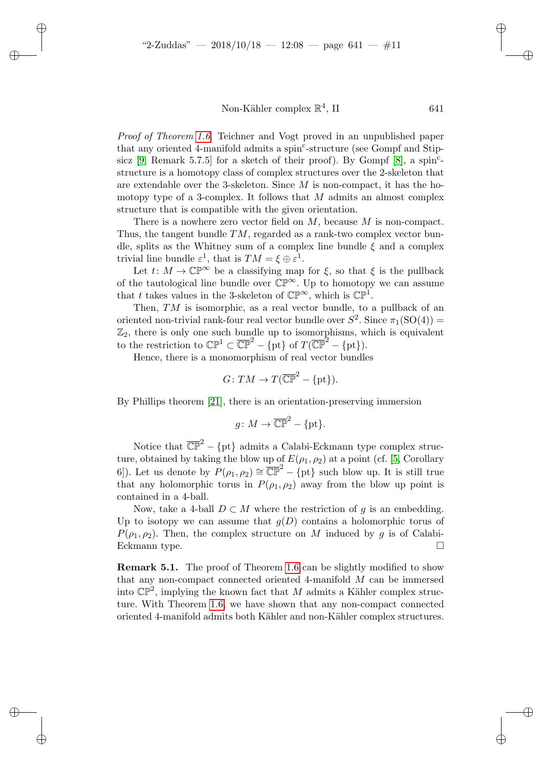*Proof of Theorem 1.6.* Teichner and Vogt proved in an unpublished paper that any oriented 4-manifold admits a spin$^c$-structure (see Gompf and Stipsicz [9, Remark 5.7.5] for a sketch of their proof). By Gompf [8], a spin$^c$-structure is a homotopy class of complex structures over the 2-skeleton that are extendable over the 3-skeleton. Since $M$ is non-compact, it has the homotopy type of a 3-complex. It follows that $M$ admits an almost complex structure that is compatible with the given orientation.

There is a nowhere zero vector field on $M$, because $M$ is non-compact. Thus, the tangent bundle $TM$, regarded as a rank-two complex vector bundle, splits as the Whitney sum of a complex line bundle $\xi$ and a complex trivial line bundle $\varepsilon^1$, that is $TM = \xi \oplus \varepsilon^1$.

Let $t \colon M \to \mathbb{CP}^\infty$ be a classifying map for $\xi$, so that $\xi$ is the pullback of the tautological line bundle over $\mathbb{CP}^\infty$. Up to homotopy we can assume that $t$ takes values in the 3-skeleton of $\mathbb{CP}^\infty$, which is $\mathbb{CP}^1$.

Then, $TM$ is isomorphic, as a real vector bundle, to a pullback of an oriented non-trivial rank-four real vector bundle over $S^2$. Since $\pi_1(\mathrm{SO}(4)) = \mathbb{Z}_2$, there is only one such bundle up to isomorphisms, which is equivalent to the restriction to $\mathbb{CP}^1 \subset \overline{\mathbb{CP}}^2 - \{\mathrm{pt}\}$ of $T(\overline{\mathbb{CP}}^2 - \{\mathrm{pt}\})$.

Hence, there is a monomorphism of real vector bundles

$$G \colon TM \to T(\overline{\mathbb{CP}}^2 - \{\mathrm{pt}\}).$$

By Phillips theorem [21], there is an orientation-preserving immersion

$$g \colon M \to \overline{\mathbb{CP}}^2 - \{\mathrm{pt}\}.$$

Notice that $\overline{\mathbb{CP}}^2 - \{\mathrm{pt}\}$ admits a Calabi-Eckmann type complex structure, obtained by taking the blow up of $E(\rho_1, \rho_2)$ at a point (cf. [5, Corollary 6]). Let us denote by $P(\rho_1, \rho_2) \cong \overline{\mathbb{CP}}^2 - \{\mathrm{pt}\}$ such blow up. It is still true that any holomorphic torus in $P(\rho_1, \rho_2)$ away from the blow up point is contained in a 4-ball.

Now, take a 4-ball $D \subset M$ where the restriction of $g$ is an embedding. Up to isotopy we can assume that $g(D)$ contains a holomorphic torus of $P(\rho_1, \rho_2)$. Then, the complex structure on $M$ induced by $g$ is of Calabi-Eckmann type. □

**Remark 5.1.** The proof of Theorem 1.6 can be slightly modified to show that any non-compact connected oriented 4-manifold $M$ can be immersed into $\mathbb{CP}^2$, implying the known fact that $M$ admits a Kähler complex structure. With Theorem 1.6, we have shown that any non-compact connected oriented 4-manifold admits both Kähler and non-Kähler complex structures.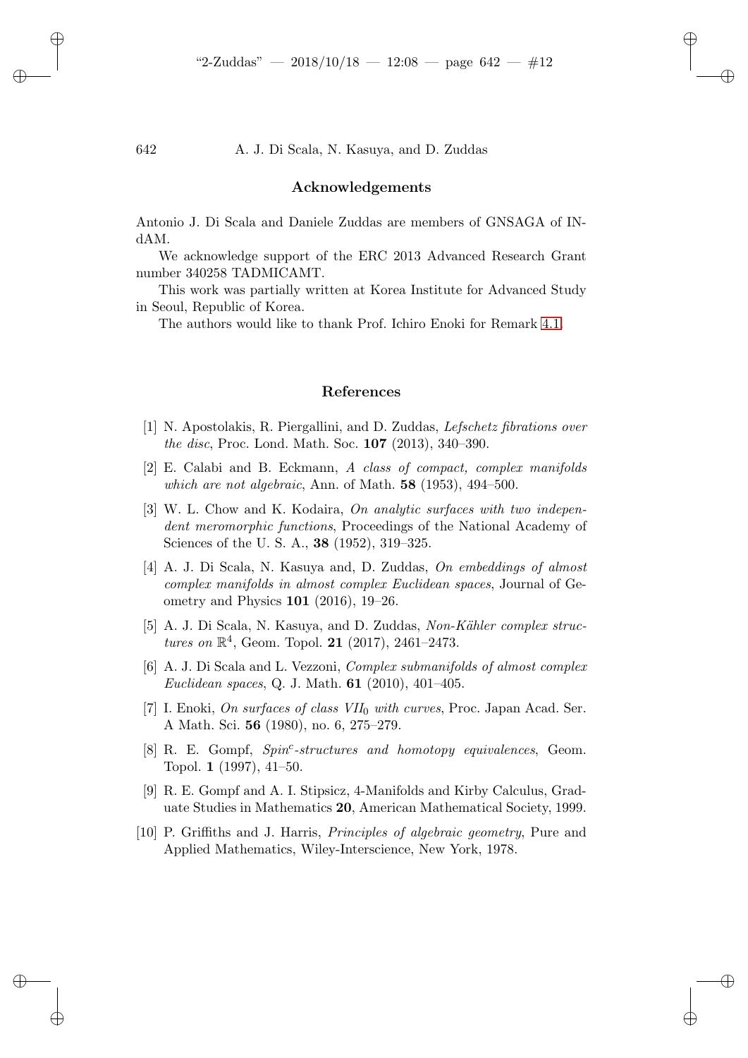## Acknowledgements

Antonio J. Di Scala and Daniele Zuddas are members of GNSAGA of INdAM.

We acknowledge support of the ERC 2013 Advanced Research Grant number 340258 TADMICAMT.

This work was partially written at Korea Institute for Advanced Study in Seoul, Republic of Korea.

The authors would like to thank Prof. Ichiro Enoki for Remark 4.1.

## References

[1] N. Apostolakis, R. Piergallini, and D. Zuddas, *Lefschetz fibrations over the disc*, Proc. Lond. Math. Soc. **107** (2013), 340–390.

[2] E. Calabi and B. Eckmann, *A class of compact, complex manifolds which are not algebraic*, Ann. of Math. **58** (1953), 494–500.

[3] W. L. Chow and K. Kodaira, *On analytic surfaces with two independent meromorphic functions*, Proceedings of the National Academy of Sciences of the U. S. A., **38** (1952), 319–325.

[4] A. J. Di Scala, N. Kasuya and, D. Zuddas, *On embeddings of almost complex manifolds in almost complex Euclidean spaces*, Journal of Geometry and Physics **101** (2016), 19–26.

[5] A. J. Di Scala, N. Kasuya, and D. Zuddas, *Non-Kähler complex structures on* $\mathbb{R}^4$, Geom. Topol. **21** (2017), 2461–2473.

[6] A. J. Di Scala and L. Vezzoni, *Complex submanifolds of almost complex Euclidean spaces*, Q. J. Math. **61** (2010), 401–405.

[7] I. Enoki, *On surfaces of class* $VII_0$ *with curves*, Proc. Japan Acad. Ser. A Math. Sci. **56** (1980), no. 6, 275–279.

[8] R. E. Gompf, *Spin*$^c$*-structures and homotopy equivalences*, Geom. Topol. **1** (1997), 41–50.

[9] R. E. Gompf and A. I. Stipsicz, 4-Manifolds and Kirby Calculus, Graduate Studies in Mathematics **20**, American Mathematical Society, 1999.

[10] P. Griffiths and J. Harris, *Principles of algebraic geometry*, Pure and Applied Mathematics, Wiley-Interscience, New York, 1978.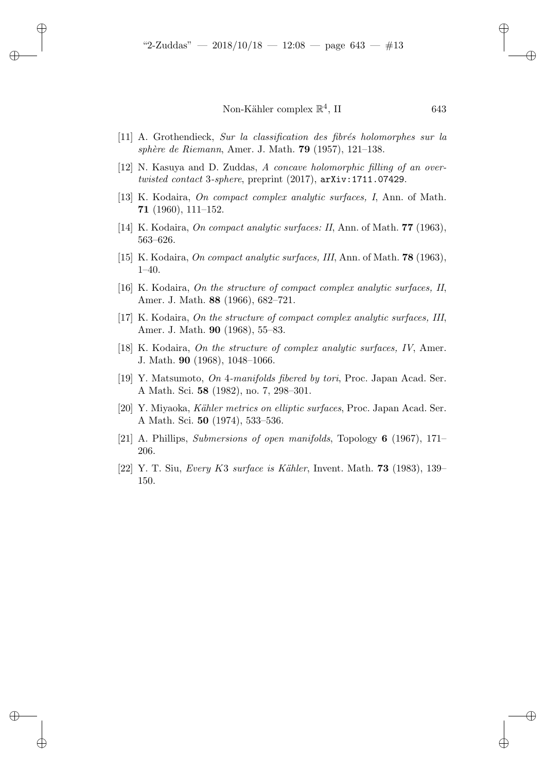[11] A. Grothendieck, *Sur la classification des fibrés holomorphes sur la sphère de Riemann*, Amer. J. Math. **79** (1957), 121–138.

[12] N. Kasuya and D. Zuddas, *A concave holomorphic filling of an overtwisted contact* 3*-sphere*, preprint (2017), `arXiv:1711.07429`.

[13] K. Kodaira, *On compact complex analytic surfaces, I*, Ann. of Math. **71** (1960), 111–152.

[14] K. Kodaira, *On compact analytic surfaces: II*, Ann. of Math. **77** (1963), 563–626.

[15] K. Kodaira, *On compact analytic surfaces, III*, Ann. of Math. **78** (1963), 1–40.

[16] K. Kodaira, *On the structure of compact complex analytic surfaces, II*, Amer. J. Math. **88** (1966), 682–721.

[17] K. Kodaira, *On the structure of compact complex analytic surfaces, III*, Amer. J. Math. **90** (1968), 55–83.

[18] K. Kodaira, *On the structure of complex analytic surfaces, IV*, Amer. J. Math. **90** (1968), 1048–1066.

[19] Y. Matsumoto, *On* 4*-manifolds fibered by tori*, Proc. Japan Acad. Ser. A Math. Sci. **58** (1982), no. 7, 298–301.

[20] Y. Miyaoka, *Kähler metrics on elliptic surfaces*, Proc. Japan Acad. Ser. A Math. Sci. **50** (1974), 533–536.

[21] A. Phillips, *Submersions of open manifolds*, Topology **6** (1967), 171–206.

[22] Y. T. Siu, *Every K*3 *surface is Kähler*, Invent. Math. **73** (1983), 139–150.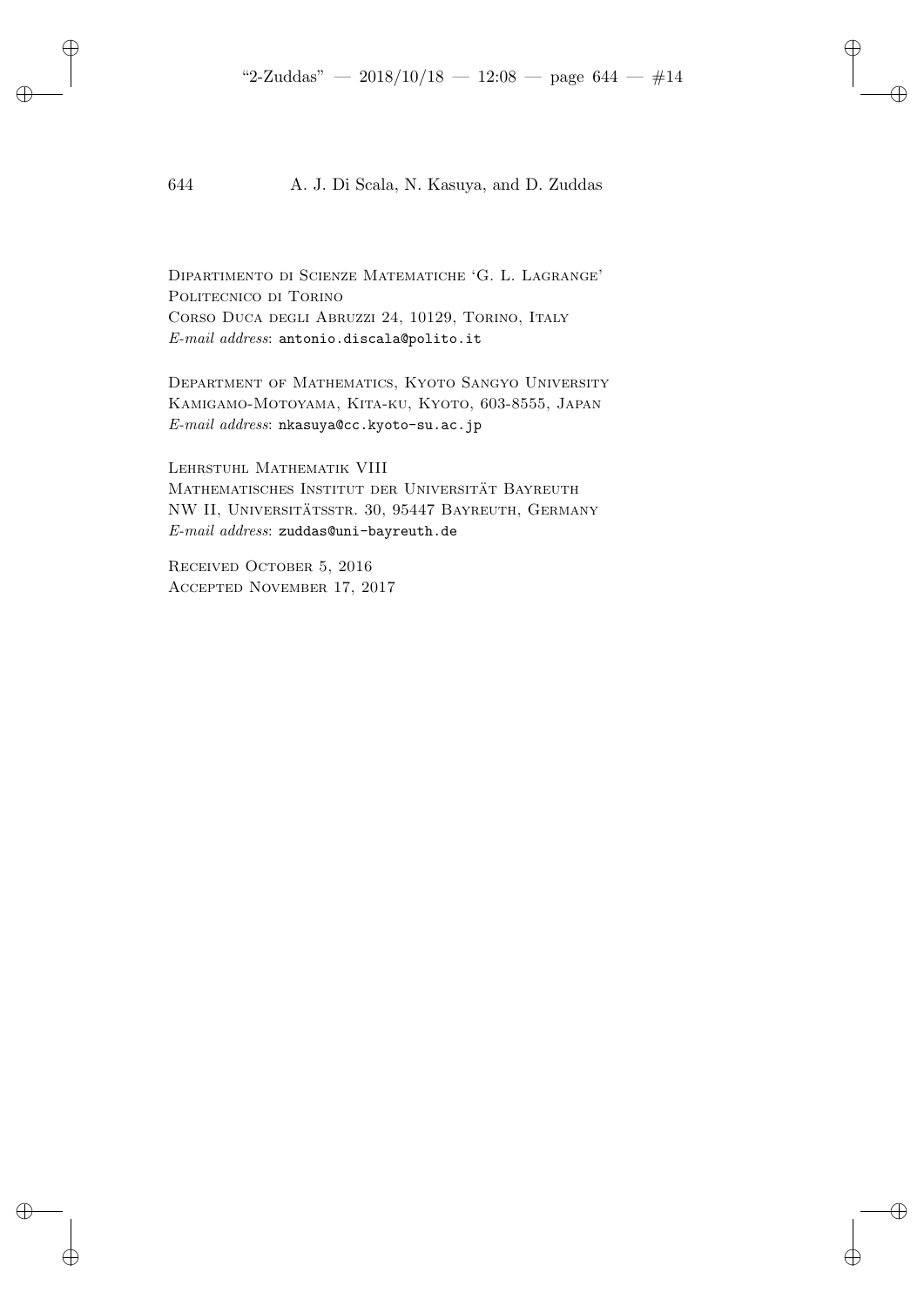Dipartimento di Scienze Matematiche 'G. L. Lagrange'
Politecnico di Torino
Corso Duca degli Abruzzi 24, 10129, Torino, Italy
*E-mail address*: antonio.discala@polito.it

Department of Mathematics, Kyoto Sangyo University
Kamigamo-Motoyama, Kita-ku, Kyoto, 603-8555, Japan
*E-mail address*: nkasuya@cc.kyoto-su.ac.jp

Lehrstuhl Mathematik VIII
Mathematisches Institut der Universität Bayreuth
NW II, Universitätsstr. 30, 95447 Bayreuth, Germany
*E-mail address*: zuddas@uni-bayreuth.de

Received October 5, 2016
Accepted November 17, 2017